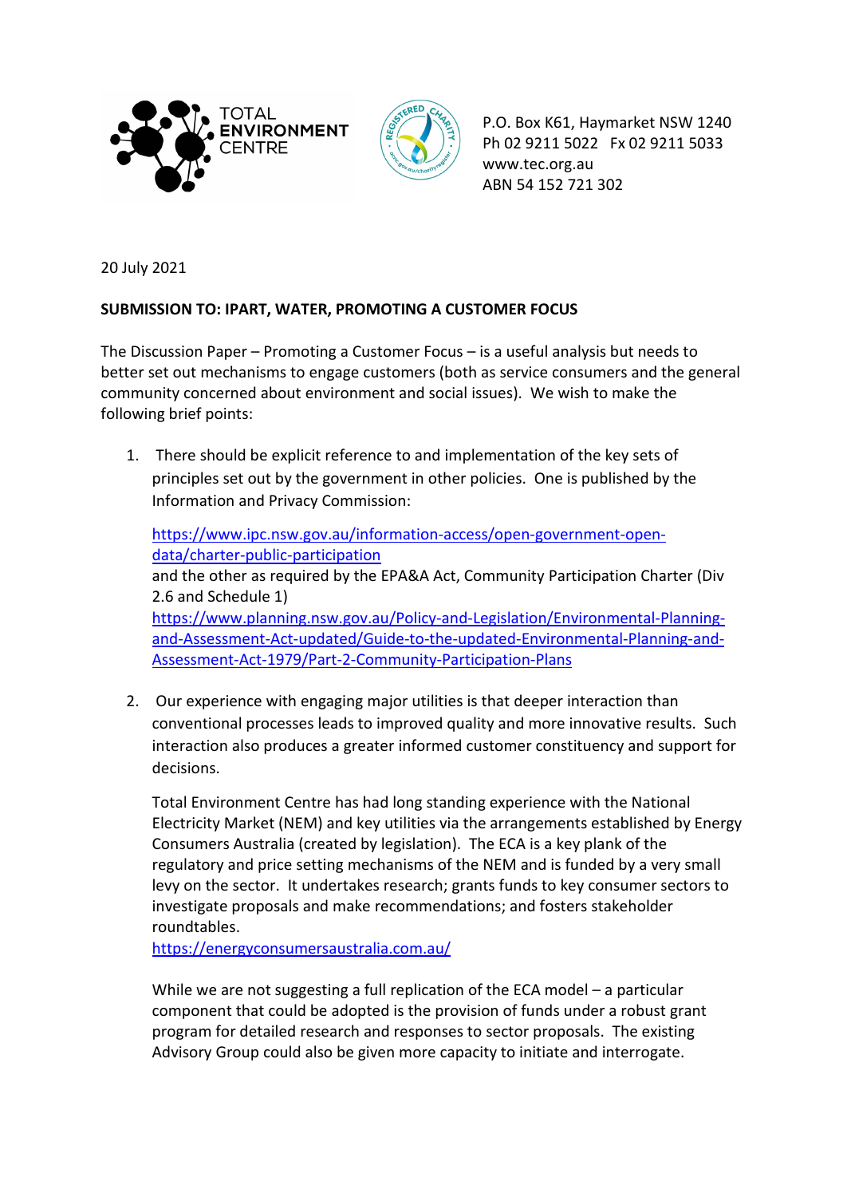TOTAL ENVIRONMENT CENTRE

P.O. Box K61, Haymarket NSW 1240
Ph 02 9211 5022 Fx 02 9211 5033
www.tec.org.au
ABN 54 152 721 302

20 July 2021

**SUBMISSION TO: IPART, WATER, PROMOTING A CUSTOMER FOCUS**

The Discussion Paper – Promoting a Customer Focus – is a useful analysis but needs to better set out mechanisms to engage customers (both as service consumers and the general community concerned about environment and social issues). We wish to make the following brief points:

1. There should be explicit reference to and implementation of the key sets of principles set out by the government in other policies. One is published by the Information and Privacy Commission:

   https://www.ipc.nsw.gov.au/information-access/open-government-open-data/charter-public-participation
   and the other as required by the EPA&A Act, Community Participation Charter (Div 2.6 and Schedule 1)
   https://www.planning.nsw.gov.au/Policy-and-Legislation/Environmental-Planning-and-Assessment-Act-updated/Guide-to-the-updated-Environmental-Planning-and-Assessment-Act-1979/Part-2-Community-Participation-Plans

2. Our experience with engaging major utilities is that deeper interaction than conventional processes leads to improved quality and more innovative results. Such interaction also produces a greater informed customer constituency and support for decisions.

   Total Environment Centre has had long standing experience with the National Electricity Market (NEM) and key utilities via the arrangements established by Energy Consumers Australia (created by legislation). The ECA is a key plank of the regulatory and price setting mechanisms of the NEM and is funded by a very small levy on the sector. It undertakes research; grants funds to key consumer sectors to investigate proposals and make recommendations; and fosters stakeholder roundtables.
   https://energyconsumersaustralia.com.au/

   While we are not suggesting a full replication of the ECA model – a particular component that could be adopted is the provision of funds under a robust grant program for detailed research and responses to sector proposals. The existing Advisory Group could also be given more capacity to initiate and interrogate.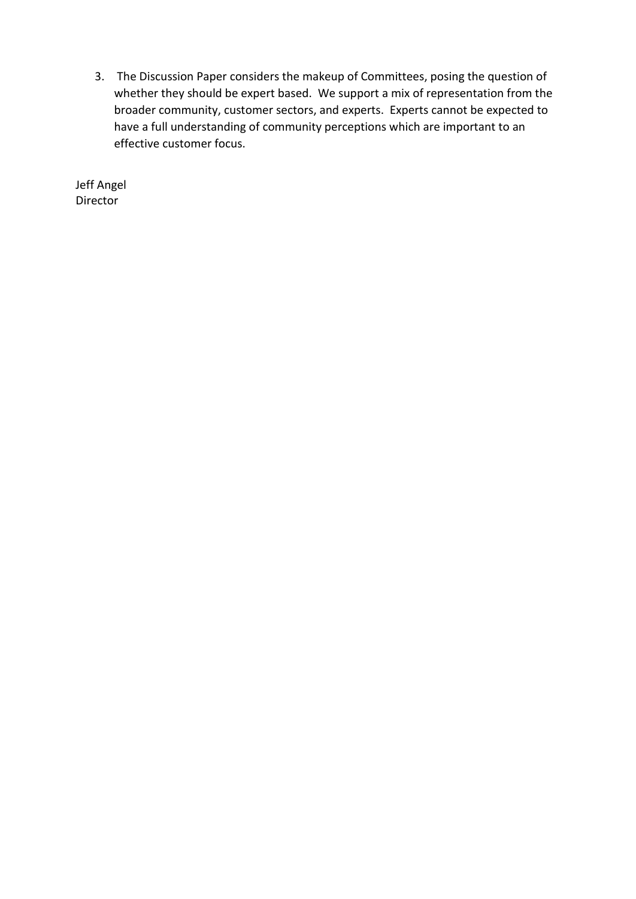3. The Discussion Paper considers the makeup of Committees, posing the question of whether they should be expert based. We support a mix of representation from the broader community, customer sectors, and experts. Experts cannot be expected to have a full understanding of community perceptions which are important to an effective customer focus.

Jeff Angel
Director